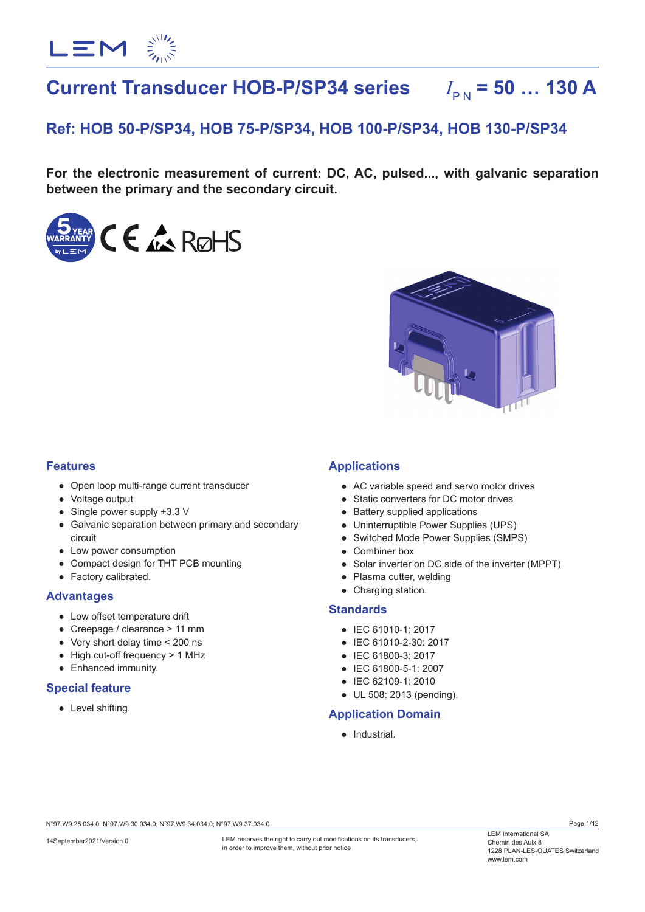# Current Transducer HOB-P/SP34 series $I_{PN}$ = 50 … 130 A

## Ref: HOB 50-P/SP34, HOB 75-P/SP34, HOB 100-P/SP34, HOB 130-P/SP34

**For the electronic measurement of current: DC, AC, pulsed..., with galvanic separation between the primary and the secondary circuit.**

### Features

- Open loop multi-range current transducer
- Voltage output
- Single power supply +3.3 V
- Galvanic separation between primary and secondary circuit
- Low power consumption
- Compact design for THT PCB mounting
- Factory calibrated.

### Advantages

- Low offset temperature drift
- Creepage / clearance > 11 mm
- Very short delay time < 200 ns
- High cut-off frequency > 1 MHz
- Enhanced immunity.

### Special feature

- Level shifting.

### Applications

- AC variable speed and servo motor drives
- Static converters for DC motor drives
- Battery supplied applications
- Uninterruptible Power Supplies (UPS)
- Switched Mode Power Supplies (SMPS)
- Combiner box
- Solar inverter on DC side of the inverter (MPPT)
- Plasma cutter, welding
- Charging station.

### Standards

- IEC 61010-1: 2017
- IEC 61010-2-30: 2017
- IEC 61800-3: 2017
- IEC 61800-5-1: 2007
- IEC 62109-1: 2010
- UL 508: 2013 (pending).

### Application Domain

- Industrial.

N°97.W9.25.034.0; N°97.W9.30.034.0; N°97.W9.34.034.0; N°97.W9.37.034.0

14September2021/Version 0

LEM reserves the right to carry out modifications on its transducers, in order to improve them, without prior notice

LEM International SA
Chemin des Aulx 8
1228 PLAN-LES-OUATES Switzerland
www.lem.com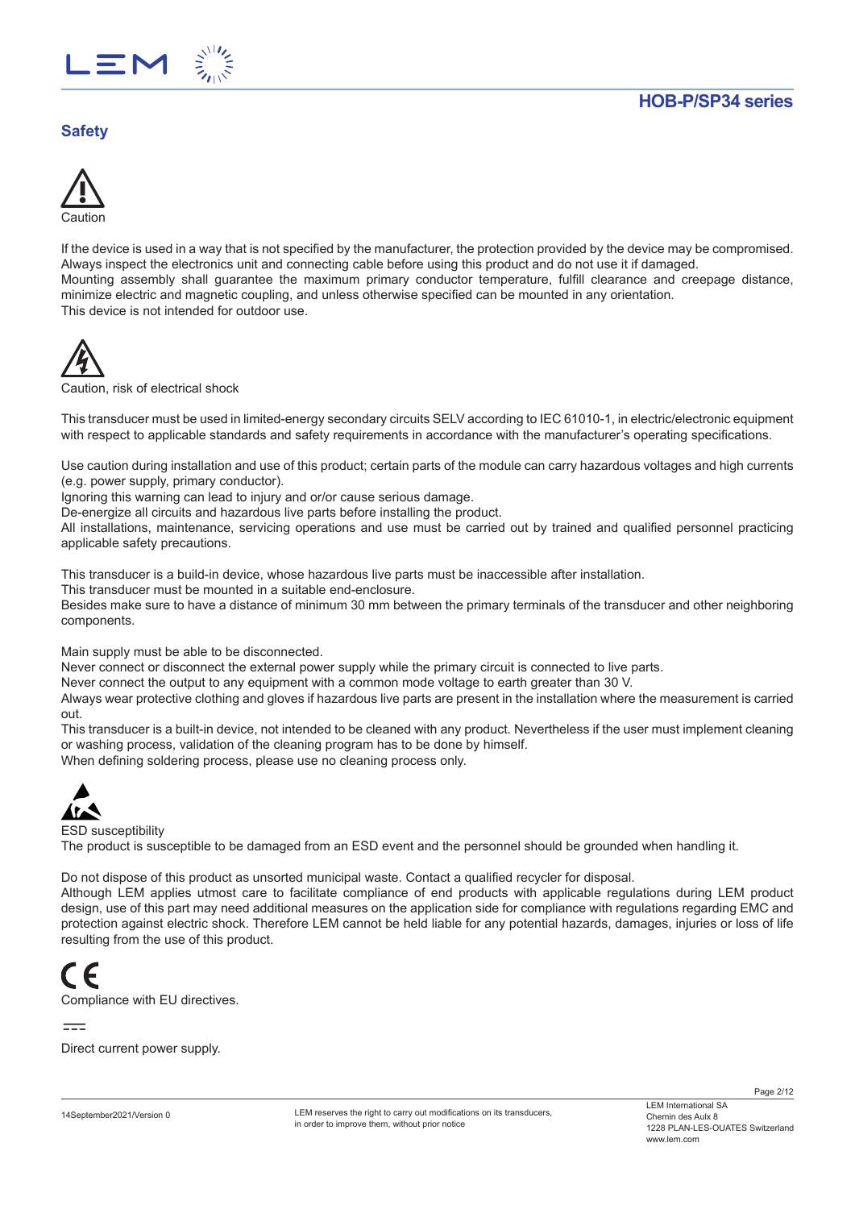## Safety

Caution

If the device is used in a way that is not specified by the manufacturer, the protection provided by the device may be compromised.
Always inspect the electronics unit and connecting cable before using this product and do not use it if damaged.
Mounting assembly shall guarantee the maximum primary conductor temperature, fulfill clearance and creepage distance, minimize electric and magnetic coupling, and unless otherwise specified can be mounted in any orientation.
This device is not intended for outdoor use.

Caution, risk of electrical shock

This transducer must be used in limited-energy secondary circuits SELV according to IEC 61010-1, in electric/electronic equipment with respect to applicable standards and safety requirements in accordance with the manufacturer's operating specifications.

Use caution during installation and use of this product; certain parts of the module can carry hazardous voltages and high currents (e.g. power supply, primary conductor).
Ignoring this warning can lead to injury and or/or cause serious damage.
De-energize all circuits and hazardous live parts before installing the product.
All installations, maintenance, servicing operations and use must be carried out by trained and qualified personnel practicing applicable safety precautions.

This transducer is a build-in device, whose hazardous live parts must be inaccessible after installation.
This transducer must be mounted in a suitable end-enclosure.
Besides make sure to have a distance of minimum 30 mm between the primary terminals of the transducer and other neighboring components.

Main supply must be able to be disconnected.
Never connect or disconnect the external power supply while the primary circuit is connected to live parts.
Never connect the output to any equipment with a common mode voltage to earth greater than 30 V.
Always wear protective clothing and gloves if hazardous live parts are present in the installation where the measurement is carried out.
This transducer is a built-in device, not intended to be cleaned with any product. Nevertheless if the user must implement cleaning or washing process, validation of the cleaning program has to be done by himself.
When defining soldering process, please use no cleaning process only.

ESD susceptibility
The product is susceptible to be damaged from an ESD event and the personnel should be grounded when handling it.

Do not dispose of this product as unsorted municipal waste. Contact a qualified recycler for disposal.
Although LEM applies utmost care to facilitate compliance of end products with applicable regulations during LEM product design, use of this part may need additional measures on the application side for compliance with regulations regarding EMC and protection against electric shock. Therefore LEM cannot be held liable for any potential hazards, damages, injuries or loss of life resulting from the use of this product.

Compliance with EU directives.

Direct current power supply.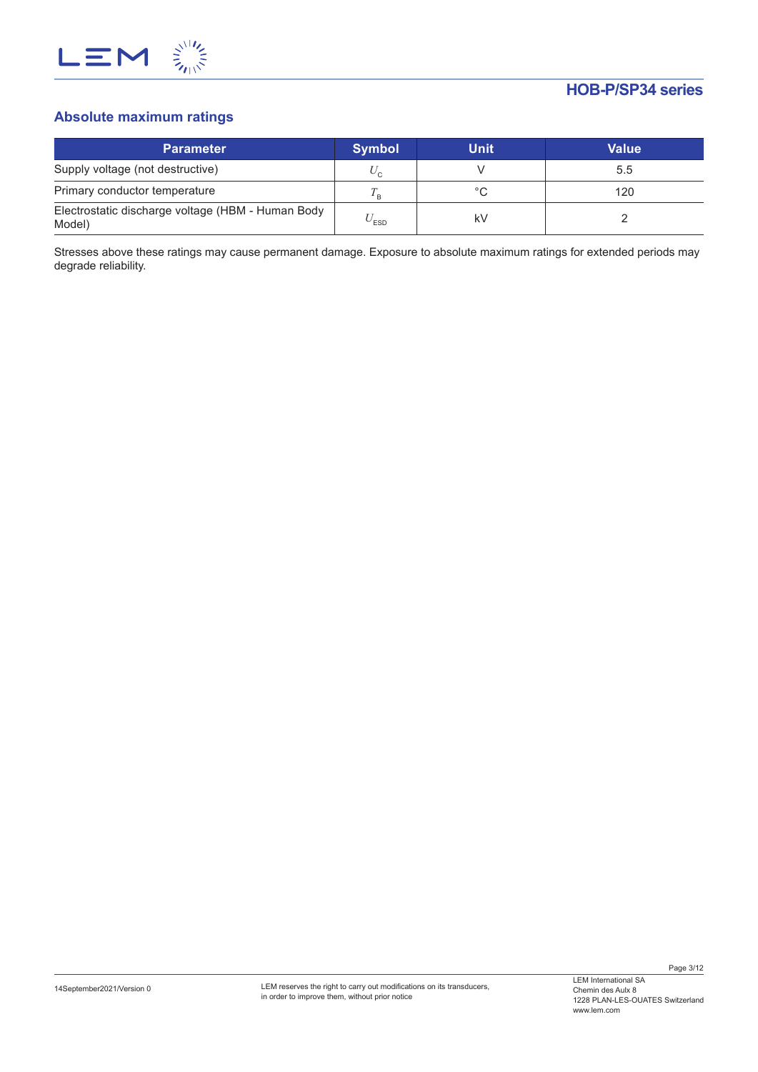## Absolute maximum ratings

| Parameter | Symbol | Unit | Value |
|---|---|---|---|
| Supply voltage (not destructive) | $U_C$ | V | 5.5 |
| Primary conductor temperature | $T_B$ | °C | 120 |
| Electrostatic discharge voltage (HBM - Human Body Model) | $U_{ESD}$ | kV | 2 |

Stresses above these ratings may cause permanent damage. Exposure to absolute maximum ratings for extended periods may degrade reliability.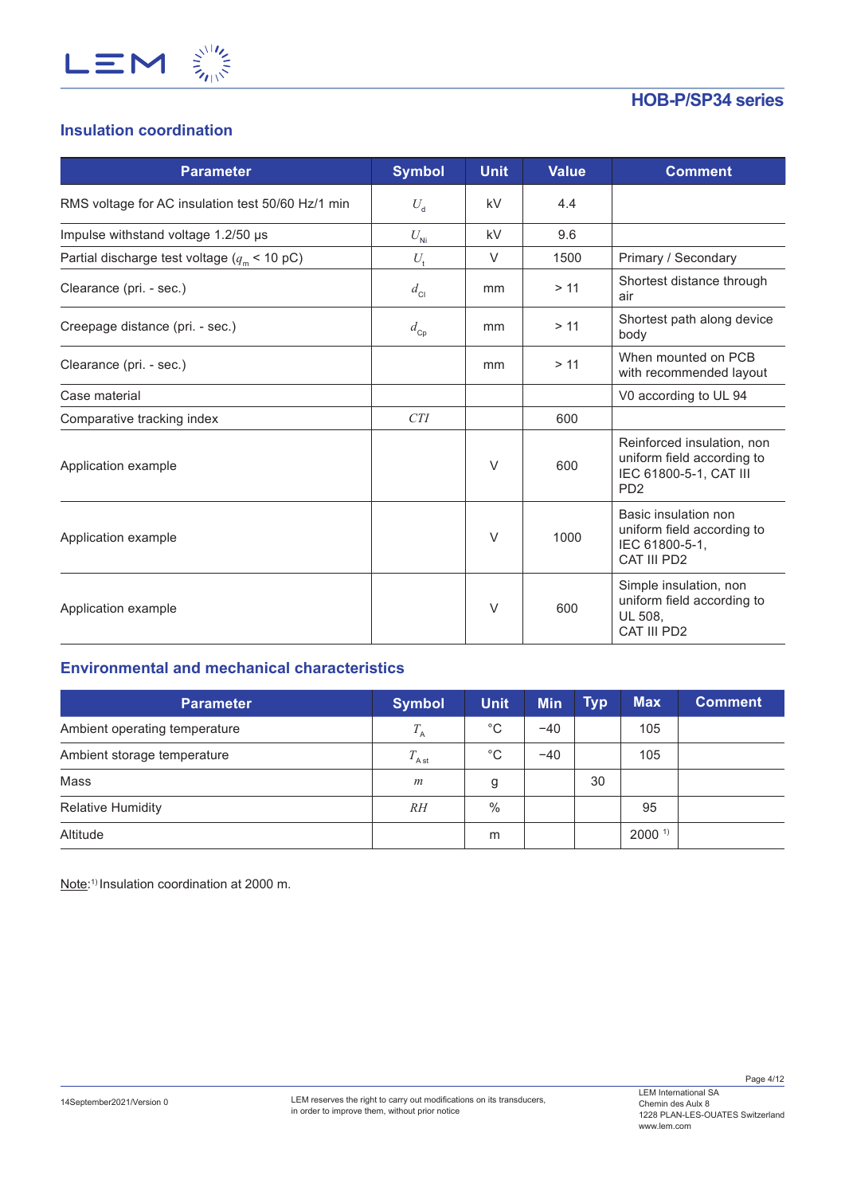## Insulation coordination

| Parameter | Symbol | Unit | Value | Comment |
|---|---|---|---|---|
| RMS voltage for AC insulation test 50/60 Hz/1 min | $U_d$ | kV | 4.4 | |
| Impulse withstand voltage 1.2/50 µs | $U_{Ni}$ | kV | 9.6 | |
| Partial discharge test voltage ($q_m$ < 10 pC) | $U_t$ | V | 1500 | Primary / Secondary |
| Clearance (pri. - sec.) | $d_{Cl}$ | mm | > 11 | Shortest distance through air |
| Creepage distance (pri. - sec.) | $d_{Cp}$ | mm | > 11 | Shortest path along device body |
| Clearance (pri. - sec.) | | mm | > 11 | When mounted on PCB with recommended layout |
| Case material | | | | V0 according to UL 94 |
| Comparative tracking index | $CTI$ | | 600 | |
| Application example | | V | 600 | Reinforced insulation, non uniform field according to IEC 61800-5-1, CAT III PD2 |
| Application example | | V | 1000 | Basic insulation non uniform field according to IEC 61800-5-1, CAT III PD2 |
| Application example | | V | 600 | Simple insulation, non uniform field according to UL 508, CAT III PD2 |

## Environmental and mechanical characteristics

| Parameter | Symbol | Unit | Min | Typ | Max | Comment |
|---|---|---|---|---|---|---|
| Ambient operating temperature | $T_A$ | °C | −40 | | 105 | |
| Ambient storage temperature | $T_{A\ st}$ | °C | −40 | | 105 | |
| Mass | $m$ | g | | 30 | | |
| Relative Humidity | $RH$ | % | | | 95 | |
| Altitude | | m | | | 2000 [1] | |

Note: [1] Insulation coordination at 2000 m.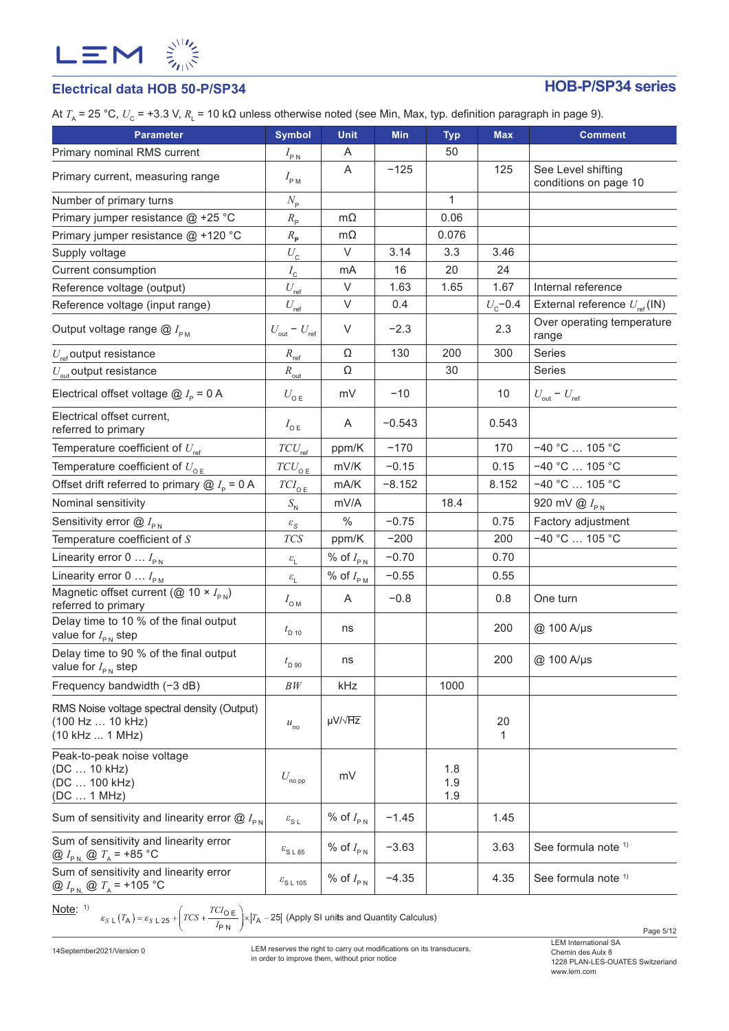## Electrical data HOB 50-P/SP34

**HOB-P/SP34 series**

At $T_A$ = 25 °C, $U_C$ = +3.3 V, $R_L$ = 10 kΩ unless otherwise noted (see Min, Max, typ. definition paragraph in page 9).

| Parameter | Symbol | Unit | Min | Typ | Max | Comment |
|---|---|---|---|---|---|---|
| Primary nominal RMS current | $I_{PN}$ | A | | 50 | | |
| Primary current, measuring range | $I_{PM}$ | A | −125 | | 125 | See Level shifting conditions on page 10 |
| Number of primary turns | $N_P$ | | | 1 | | |
| Primary jumper resistance @ +25 °C | $R_P$ | mΩ | | 0.06 | | |
| Primary jumper resistance @ +120 °C | $R_P$ | mΩ | | 0.076 | | |
| Supply voltage | $U_C$ | V | 3.14 | 3.3 | 3.46 | |
| Current consumption | $I_C$ | mA | 16 | 20 | 24 | |
| Reference voltage (output) | $U_{ref}$ | V | 1.63 | 1.65 | 1.67 | Internal reference |
| Reference voltage (input range) | $U_{ref}$ | V | 0.4 | | $U_C$−0.4 | External reference $U_{ref}$(IN) |
| Output voltage range @ $I_{PM}$ | $U_{out} - U_{ref}$ | V | −2.3 | | 2.3 | Over operating temperature range |
| $U_{ref}$ output resistance | $R_{ref}$ | Ω | 130 | 200 | 300 | Series |
| $U_{out}$ output resistance | $R_{out}$ | Ω | | 30 | | Series |
| Electrical offset voltage @ $I_P$ = 0 A | $U_{OE}$ | mV | −10 | | 10 | $U_{out} - U_{ref}$ |
| Electrical offset current, referred to primary | $I_{OE}$ | A | −0.543 | | 0.543 | |
| Temperature coefficient of $U_{ref}$ | $TCU_{ref}$ | ppm/K | −170 | | 170 | −40 °C … 105 °C |
| Temperature coefficient of $U_{OE}$ | $TCU_{OE}$ | mV/K | −0.15 | | 0.15 | −40 °C … 105 °C |
| Offset drift referred to primary @ $I_P$ = 0 A | $TCI_{OE}$ | mA/K | −8.152 | | 8.152 | −40 °C … 105 °C |
| Nominal sensitivity | $S_N$ | mV/A | | 18.4 | | 920 mV @ $I_{PN}$ |
| Sensitivity error @ $I_{PN}$ | $\varepsilon_S$ | % | −0.75 | | 0.75 | Factory adjustment |
| Temperature coefficient of $S$ | $TCS$ | ppm/K | −200 | | 200 | −40 °C … 105 °C |
| Linearity error 0 … $I_{PN}$ | $\varepsilon_L$ | % of $I_{PN}$ | −0.70 | | 0.70 | |
| Linearity error 0 … $I_{PM}$ | $\varepsilon_L$ | % of $I_{PM}$ | −0.55 | | 0.55 | |
| Magnetic offset current (@ 10 × $I_{PN}$) referred to primary | $I_{OM}$ | A | −0.8 | | 0.8 | One turn |
| Delay time to 10 % of the final output value for $I_{PN}$ step | $t_{D\,10}$ | ns | | | 200 | @ 100 A/μs |
| Delay time to 90 % of the final output value for $I_{PN}$ step | $t_{D\,90}$ | ns | | | 200 | @ 100 A/μs |
| Frequency bandwidth (−3 dB) | $BW$ | kHz | | 1000 | | |
| RMS Noise voltage spectral density (Output) (100 Hz … 10 kHz) (10 kHz … 1 MHz) | $u_{no}$ | μV/√Hz | | | 20<br>1 | |
| Peak-to-peak noise voltage (DC … 10 kHz) (DC … 100 kHz) (DC … 1 MHz) | $U_{no\,pp}$ | mV | | 1.8<br>1.9<br>1.9 | | |
| Sum of sensitivity and linearity error @ $I_{PN}$ | $\varepsilon_{SL}$ | % of $I_{PN}$ | −1.45 | | 1.45 | |
| Sum of sensitivity and linearity error @ $I_{PN}$ @ $T_A$ = +85 °C | $\varepsilon_{SL\,85}$ | % of $I_{PN}$ | −3.63 | | 3.63 | See formula note [1] |
| Sum of sensitivity and linearity error @ $I_{PN}$ @ $T_A$ = +105 °C | $\varepsilon_{SL\,105}$ | % of $I_{PN}$ | −4.35 | | 4.35 | See formula note [1] |

Note: [1] $\varepsilon_{SL}(T_A) = \varepsilon_{SL\,25} + \left(TCS + \dfrac{TCI_{OE}}{I_{PN}}\right) \times |T_A - 25|$ (Apply SI units and Quantity Calculus)

14September2021/Version 0

LEM reserves the right to carry out modifications on its transducers, in order to improve them, without prior notice

LEM International SA
Chemin des Aulx 8
1228 PLAN-LES-OUATES Switzerland
www.lem.com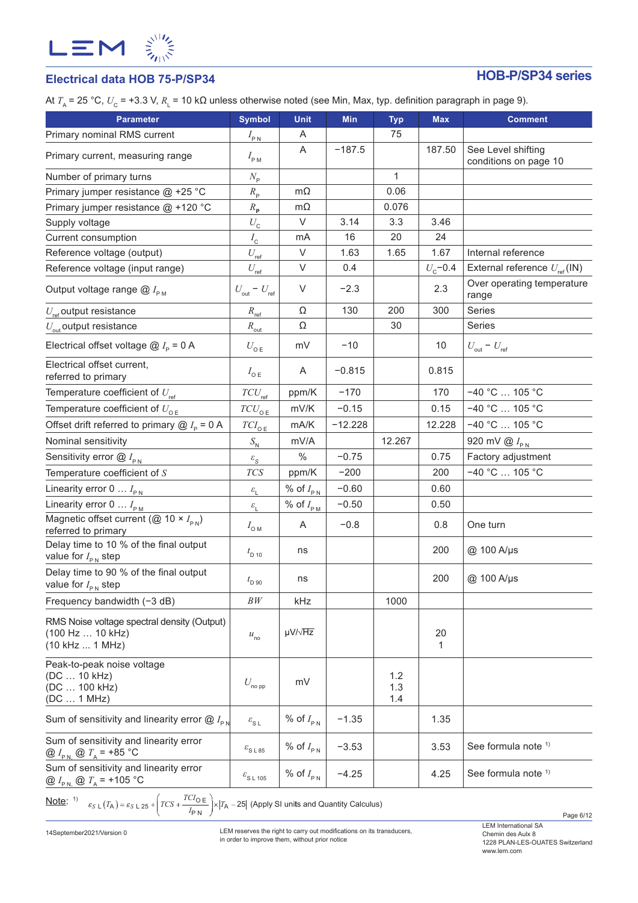## Electrical data HOB 75-P/SP34

**HOB-P/SP34 series**

At $T_A$ = 25 °C, $U_C$ = +3.3 V, $R_L$ = 10 kΩ unless otherwise noted (see Min, Max, typ. definition paragraph in page 9).

| Parameter | Symbol | Unit | Min | Typ | Max | Comment |
|---|---|---|---|---|---|---|
| Primary nominal RMS current | $I_{PN}$ | A | | 75 | | |
| Primary current, measuring range | $I_{PM}$ | A | −187.5 | | 187.50 | See Level shifting conditions on page 10 |
| Number of primary turns | $N_P$ | | | 1 | | |
| Primary jumper resistance @ +25 °C | $R_P$ | mΩ | | 0.06 | | |
| Primary jumper resistance @ +120 °C | $R_P$ | mΩ | | 0.076 | | |
| Supply voltage | $U_C$ | V | 3.14 | 3.3 | 3.46 | |
| Current consumption | $I_C$ | mA | 16 | 20 | 24 | |
| Reference voltage (output) | $U_{ref}$ | V | 1.63 | 1.65 | 1.67 | Internal reference |
| Reference voltage (input range) | $U_{ref}$ | V | 0.4 | | $U_C$−0.4 | External reference $U_{ref}$(IN) |
| Output voltage range @ $I_{PM}$ | $U_{out} - U_{ref}$ | V | −2.3 | | 2.3 | Over operating temperature range |
| $U_{ref}$ output resistance | $R_{ref}$ | Ω | 130 | 200 | 300 | Series |
| $U_{out}$ output resistance | $R_{out}$ | Ω | | 30 | | Series |
| Electrical offset voltage @ $I_P$ = 0 A | $U_{OE}$ | mV | −10 | | 10 | $U_{out} - U_{ref}$ |
| Electrical offset current, referred to primary | $I_{OE}$ | A | −0.815 | | 0.815 | |
| Temperature coefficient of $U_{ref}$ | $TCU_{ref}$ | ppm/K | −170 | | 170 | −40 °C … 105 °C |
| Temperature coefficient of $U_{OE}$ | $TCU_{OE}$ | mV/K | −0.15 | | 0.15 | −40 °C … 105 °C |
| Offset drift referred to primary @ $I_P$ = 0 A | $TCI_{OE}$ | mA/K | −12.228 | | 12.228 | −40 °C … 105 °C |
| Nominal sensitivity | $S_N$ | mV/A | | 12.267 | | 920 mV @ $I_{PN}$ |
| Sensitivity error @ $I_{PN}$ | $\varepsilon_S$ | % | −0.75 | | 0.75 | Factory adjustment |
| Temperature coefficient of $S$ | $TCS$ | ppm/K | −200 | | 200 | −40 °C … 105 °C |
| Linearity error 0 … $I_{PN}$ | $\varepsilon_L$ | % of $I_{PN}$ | −0.60 | | 0.60 | |
| Linearity error 0 … $I_{PM}$ | $\varepsilon_L$ | % of $I_{PM}$ | −0.50 | | 0.50 | |
| Magnetic offset current (@ 10 × $I_{PN}$) referred to primary | $I_{OM}$ | A | −0.8 | | 0.8 | One turn |
| Delay time to 10 % of the final output value for $I_{PN}$ step | $t_{D\,10}$ | ns | | | 200 | @ 100 A/µs |
| Delay time to 90 % of the final output value for $I_{PN}$ step | $t_{D\,90}$ | ns | | | 200 | @ 100 A/µs |
| Frequency bandwidth (−3 dB) | $BW$ | kHz | | 1000 | | |
| RMS Noise voltage spectral density (Output) (100 Hz … 10 kHz) (10 kHz ... 1 MHz) | $u_{no}$ | µV/√Hz | | | 20<br>1 | |
| Peak-to-peak noise voltage (DC … 10 kHz) (DC … 100 kHz) (DC … 1 MHz) | $U_{no\,pp}$ | mV | | 1.2<br>1.3<br>1.4 | | |
| Sum of sensitivity and linearity error @ $I_{PN}$ | $\varepsilon_{SL}$ | % of $I_{PN}$ | −1.35 | | 1.35 | |
| Sum of sensitivity and linearity error @ $I_{PN}$, @ $T_A$ = +85 °C | $\varepsilon_{SL\,85}$ | % of $I_{PN}$ | −3.53 | | 3.53 | See formula note [1] |
| Sum of sensitivity and linearity error @ $I_{PN}$, @ $T_A$ = +105 °C | $\varepsilon_{SL\,105}$ | % of $I_{PN}$ | −4.25 | | 4.25 | See formula note [1] |

Note: [1] $\varepsilon_{S\,L}(T_A) = \varepsilon_{S\,L\,25} + \left(TCS + \frac{TCI_{OE}}{I_{PN}}\right) \times |T_A - 25|$ (Apply SI units and Quantity Calculus)

14September2021/Version 0

LEM reserves the right to carry out modifications on its transducers, in order to improve them, without prior notice

LEM International SA
Chemin des Aulx 8
1228 PLAN-LES-OUATES Switzerland
www.lem.com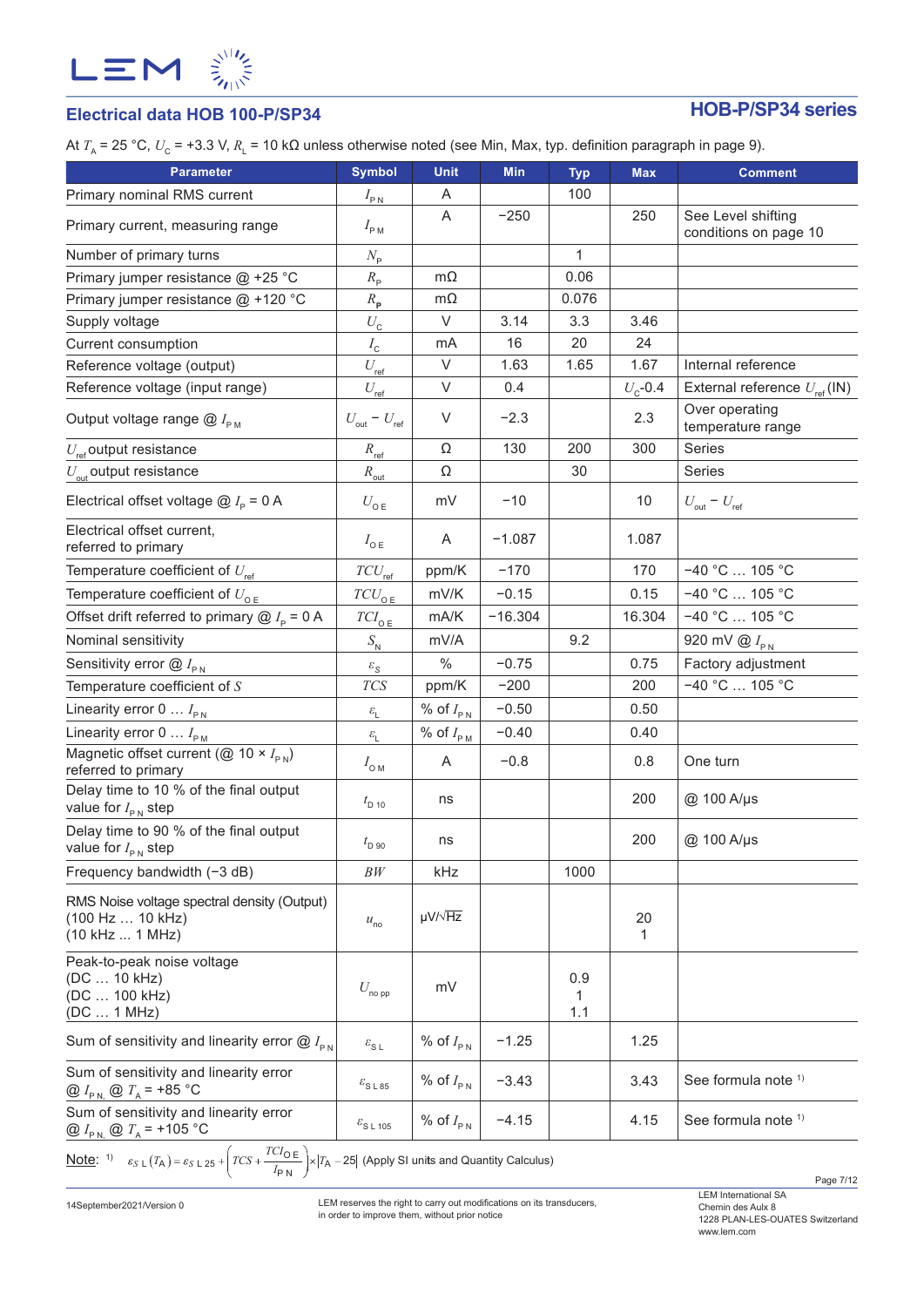## Electrical data HOB 100-P/SP34

## HOB-P/SP34 series

At $T_A$ = 25 °C, $U_C$ = +3.3 V, $R_L$ = 10 kΩ unless otherwise noted (see Min, Max, typ. definition paragraph in page 9).

| Parameter | Symbol | Unit | Min | Typ | Max | Comment |
|---|---|---|---|---|---|---|
| Primary nominal RMS current | $I_{PN}$ | A | | 100 | | |
| Primary current, measuring range | $I_{PM}$ | A | −250 | | 250 | See Level shifting conditions on page 10 |
| Number of primary turns | $N_P$ | | | 1 | | |
| Primary jumper resistance @ +25 °C | $R_P$ | mΩ | | 0.06 | | |
| Primary jumper resistance @ +120 °C | $R_P$ | mΩ | | 0.076 | | |
| Supply voltage | $U_C$ | V | 3.14 | 3.3 | 3.46 | |
| Current consumption | $I_C$ | mA | 16 | 20 | 24 | |
| Reference voltage (output) | $U_{ref}$ | V | 1.63 | 1.65 | 1.67 | Internal reference |
| Reference voltage (input range) | $U_{ref}$ | V | 0.4 | | $U_C$-0.4 | External reference $U_{ref}$(IN) |
| Output voltage range @ $I_{PM}$ | $U_{out} - U_{ref}$ | V | −2.3 | | 2.3 | Over operating temperature range |
| $U_{ref}$ output resistance | $R_{ref}$ | Ω | 130 | 200 | 300 | Series |
| $U_{out}$ output resistance | $R_{out}$ | Ω | | 30 | | Series |
| Electrical offset voltage @ $I_P$ = 0 A | $U_{OE}$ | mV | −10 | | 10 | $U_{out} - U_{ref}$ |
| Electrical offset current, referred to primary | $I_{OE}$ | A | −1.087 | | 1.087 | |
| Temperature coefficient of $U_{ref}$ | $TCU_{ref}$ | ppm/K | −170 | | 170 | −40 °C … 105 °C |
| Temperature coefficient of $U_{OE}$ | $TCU_{OE}$ | mV/K | −0.15 | | 0.15 | −40 °C … 105 °C |
| Offset drift referred to primary @ $I_P$ = 0 A | $TCI_{OE}$ | mA/K | −16.304 | | 16.304 | −40 °C … 105 °C |
| Nominal sensitivity | $S_N$ | mV/A | | 9.2 | | 920 mV @ $I_{PN}$ |
| Sensitivity error @ $I_{PN}$ | $\varepsilon_S$ | % | −0.75 | | 0.75 | Factory adjustment |
| Temperature coefficient of $S$ | $TCS$ | ppm/K | −200 | | 200 | −40 °C … 105 °C |
| Linearity error 0 … $I_{PN}$ | $\varepsilon_L$ | % of $I_{PN}$ | −0.50 | | 0.50 | |
| Linearity error 0 … $I_{PM}$ | $\varepsilon_L$ | % of $I_{PM}$ | −0.40 | | 0.40 | |
| Magnetic offset current (@ 10 × $I_{PN}$) referred to primary | $I_{OM}$ | A | −0.8 | | 0.8 | One turn |
| Delay time to 10 % of the final output value for $I_{PN}$ step | $t_{D\,10}$ | ns | | | 200 | @ 100 A/µs |
| Delay time to 90 % of the final output value for $I_{PN}$ step | $t_{D\,90}$ | ns | | | 200 | @ 100 A/µs |
| Frequency bandwidth (−3 dB) | $BW$ | kHz | | 1000 | | |
| RMS Noise voltage spectral density (Output) (100 Hz … 10 kHz) (10 kHz ... 1 MHz) | $u_{no}$ | µV/√Hz | | | 20<br>1 | |
| Peak-to-peak noise voltage (DC … 10 kHz) (DC … 100 kHz) (DC … 1 MHz) | $U_{no\,pp}$ | mV | | 0.9<br>1<br>1.1 | | |
| Sum of sensitivity and linearity error @ $I_{PN}$ | $\varepsilon_{SL}$ | % of $I_{PN}$ | −1.25 | | 1.25 | |
| Sum of sensitivity and linearity error @ $I_{PN}$, @ $T_A$ = +85 °C | $\varepsilon_{SL\,85}$ | % of $I_{PN}$ | −3.43 | | 3.43 | See formula note [1] |
| Sum of sensitivity and linearity error @ $I_{PN}$, @ $T_A$ = +105 °C | $\varepsilon_{SL\,105}$ | % of $I_{PN}$ | −4.15 | | 4.15 | See formula note [1] |

Note: [1] $\varepsilon_{SL}(T_A) = \varepsilon_{SL\,25} + \left(TCS + \frac{TCI_{OE}}{I_{PN}}\right) \times |T_A - 25|$ (Apply SI units and Quantity Calculus)

14September2021/Version 0

LEM reserves the right to carry out modifications on its transducers, in order to improve them, without prior notice

LEM International SA
Chemin des Aulx 8
1228 PLAN-LES-OUATES Switzerland
www.lem.com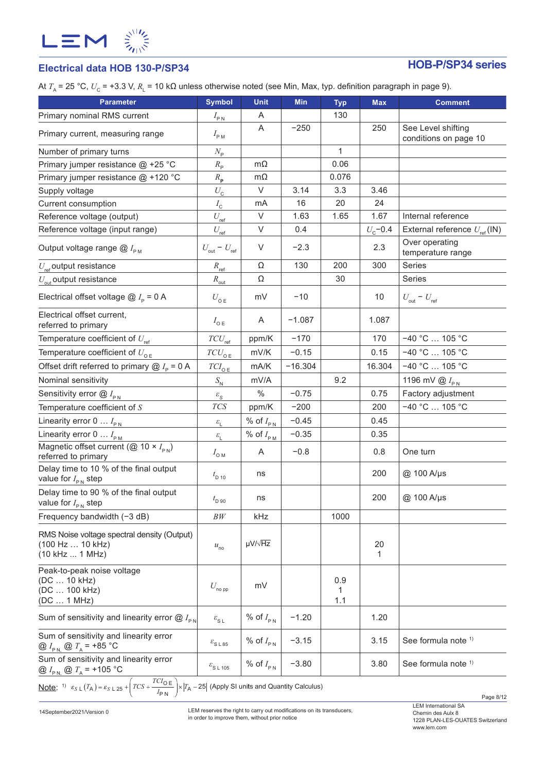## Electrical data HOB 130-P/SP34

At $T_A$ = 25 °C, $U_C$ = +3.3 V, $R_L$ = 10 kΩ unless otherwise noted (see Min, Max, typ. definition paragraph in page 9).

| Parameter | Symbol | Unit | Min | Typ | Max | Comment |
|---|---|---|---|---|---|---|
| Primary nominal RMS current | $I_{PN}$ | A | | 130 | | |
| Primary current, measuring range | $I_{PM}$ | A | −250 | | 250 | See Level shifting conditions on page 10 |
| Number of primary turns | $N_P$ | | | 1 | | |
| Primary jumper resistance @ +25 °C | $R_P$ | mΩ | | 0.06 | | |
| Primary jumper resistance @ +120 °C | $R_P$ | mΩ | | 0.076 | | |
| Supply voltage | $U_C$ | V | 3.14 | 3.3 | 3.46 | |
| Current consumption | $I_C$ | mA | 16 | 20 | 24 | |
| Reference voltage (output) | $U_{ref}$ | V | 1.63 | 1.65 | 1.67 | Internal reference |
| Reference voltage (input range) | $U_{ref}$ | V | 0.4 | | $U_C$−0.4 | External reference $U_{ref}$(IN) |
| Output voltage range @ $I_{PM}$ | $U_{out} - U_{ref}$ | V | −2.3 | | 2.3 | Over operating temperature range |
| $U_{ref}$ output resistance | $R_{ref}$ | Ω | 130 | 200 | 300 | Series |
| $U_{out}$ output resistance | $R_{out}$ | Ω | | 30 | | Series |
| Electrical offset voltage @ $I_P$ = 0 A | $U_{OE}$ | mV | −10 | | 10 | $U_{out} - U_{ref}$ |
| Electrical offset current, referred to primary | $I_{OE}$ | A | −1.087 | | 1.087 | |
| Temperature coefficient of $U_{ref}$ | $TCU_{ref}$ | ppm/K | −170 | | 170 | −40 °C … 105 °C |
| Temperature coefficient of $U_{OE}$ | $TCU_{OE}$ | mV/K | −0.15 | | 0.15 | −40 °C … 105 °C |
| Offset drift referred to primary @ $I_P$ = 0 A | $TCI_{OE}$ | mA/K | −16.304 | | 16.304 | −40 °C … 105 °C |
| Nominal sensitivity | $S_N$ | mV/A | | 9.2 | | 1196 mV @ $I_{PN}$ |
| Sensitivity error @ $I_{PN}$ | $\varepsilon_S$ | % | −0.75 | | 0.75 | Factory adjustment |
| Temperature coefficient of $S$ | $TCS$ | ppm/K | −200 | | 200 | −40 °C … 105 °C |
| Linearity error 0 … $I_{PN}$ | $\varepsilon_L$ | % of $I_{PN}$ | −0.45 | | 0.45 | |
| Linearity error 0 … $I_{PM}$ | $\varepsilon_L$ | % of $I_{PM}$ | −0.35 | | 0.35 | |
| Magnetic offset current (@ 10 × $I_{PN}$) referred to primary | $I_{OM}$ | A | −0.8 | | 0.8 | One turn |
| Delay time to 10 % of the final output value for $I_{PN}$ step | $t_{D10}$ | ns | | | 200 | @ 100 A/µs |
| Delay time to 90 % of the final output value for $I_{PN}$ step | $t_{D90}$ | ns | | | 200 | @ 100 A/µs |
| Frequency bandwidth (−3 dB) | $BW$ | kHz | | 1000 | | |
| RMS Noise voltage spectral density (Output)<br>(100 Hz … 10 kHz)<br>(10 kHz … 1 MHz) | $u_{no}$ | µV/√Hz | | | <br>20<br>1 | |
| Peak-to-peak noise voltage<br>(DC … 10 kHz)<br>(DC … 100 kHz)<br>(DC … 1 MHz) | $U_{no\,pp}$ | mV | | <br>0.9<br>1<br>1.1 | | |
| Sum of sensitivity and linearity error @ $I_{PN}$ | $\varepsilon_{SL}$ | % of $I_{PN}$ | −1.20 | | 1.20 | |
| Sum of sensitivity and linearity error @ $I_{PN}$, @ $T_A$ = +85 °C | $\varepsilon_{SL\,85}$ | % of $I_{PN}$ | −3.15 | | 3.15 | See formula note [1] |
| Sum of sensitivity and linearity error @ $I_{PN}$, @ $T_A$ = +105 °C | $\varepsilon_{SL\,105}$ | % of $I_{PN}$ | −3.80 | | 3.80 | See formula note [1] |

Note: [1] $\varepsilon_{SL}(T_A) = \varepsilon_{SL\,25} + \left(TCS + \dfrac{TCI_{OE}}{I_{PN}}\right) \times |T_A - 25|$ (Apply SI units and Quantity Calculus)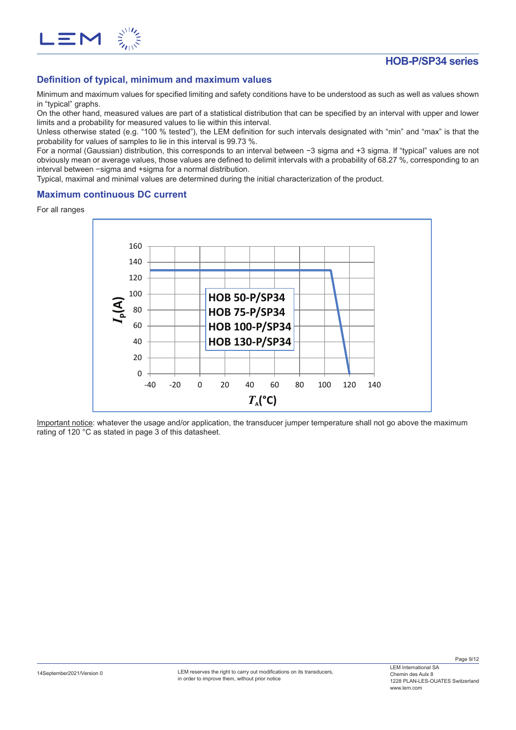## Definition of typical, minimum and maximum values

Minimum and maximum values for specified limiting and safety conditions have to be understood as such as well as values shown in “typical” graphs.

On the other hand, measured values are part of a statistical distribution that can be specified by an interval with upper and lower limits and a probability for measured values to lie within this interval.

Unless otherwise stated (e.g. “100 % tested”), the LEM definition for such intervals designated with “min” and “max” is that the probability for values of samples to lie in this interval is 99.73 %.

For a normal (Gaussian) distribution, this corresponds to an interval between −3 sigma and +3 sigma. If “typical” values are not obviously mean or average values, those values are defined to delimit intervals with a probability of 68.27 %, corresponding to an interval between −sigma and +sigma for a normal distribution.

Typical, maximal and minimal values are determined during the initial characterization of the product.

## Maximum continuous DC current

For all ranges

$I_P$ (A) vs $T_A$ (°C) — HOB 50-P/SP34, HOB 75-P/SP34, HOB 100-P/SP34, HOB 130-P/SP34

Important notice: whatever the usage and/or application, the transducer jumper temperature shall not go above the maximum rating of 120 °C as stated in page 3 of this datasheet.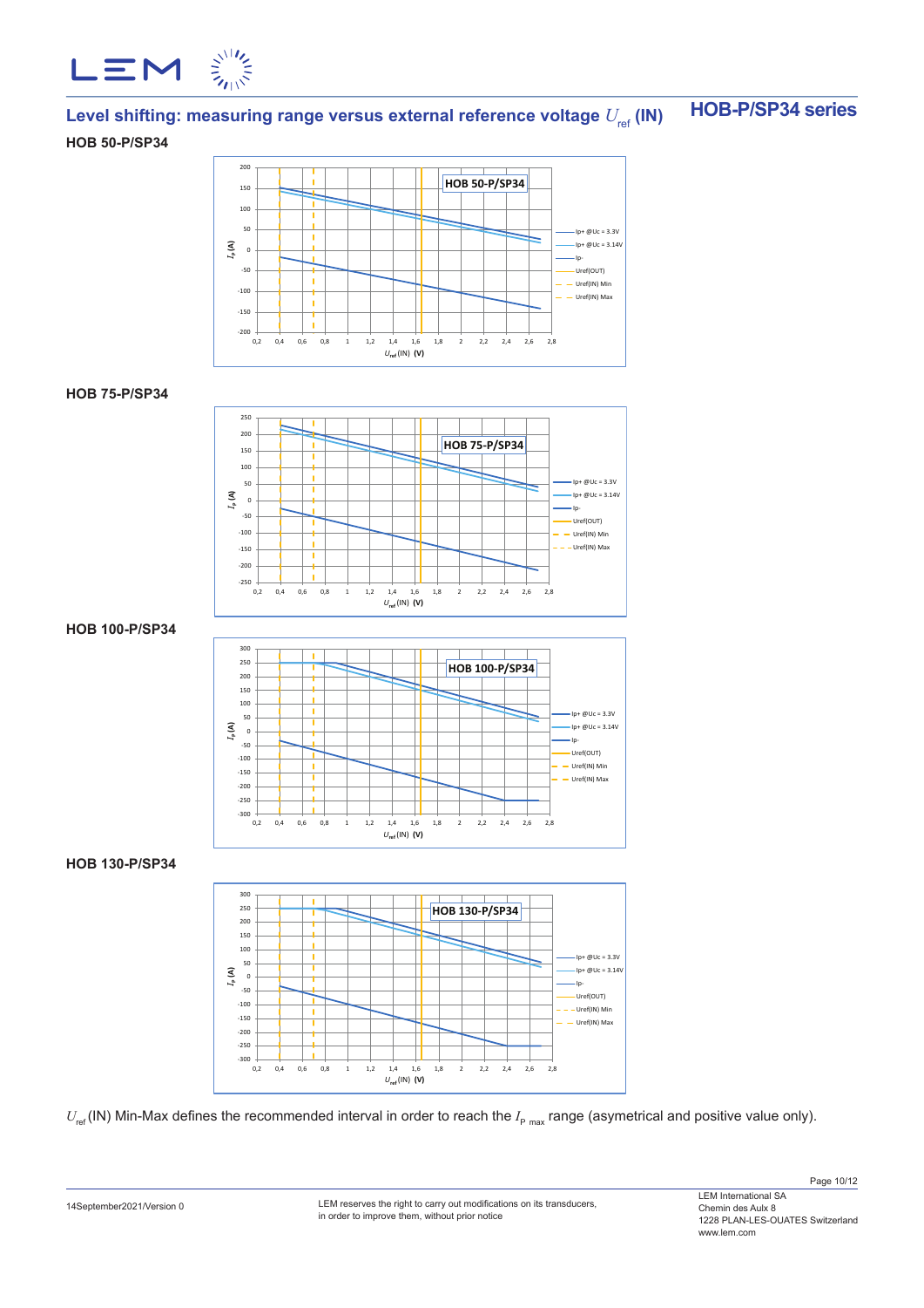## Level shifting: measuring range versus external reference voltage $U_{ref}$ (IN)

**HOB-P/SP34 series**

**HOB 50-P/SP34**

**HOB 75-P/SP34**

**HOB 100-P/SP34**

**HOB 130-P/SP34**

$U_{ref}$ (IN) Min-Max defines the recommended interval in order to reach the $I_{P\ max}$ range (asymetrical and positive value only).

14September2021/Version 0

LEM reserves the right to carry out modifications on its transducers, in order to improve them, without prior notice

LEM International SA
Chemin des Aulx 8
1228 PLAN-LES-OUATES Switzerland
www.lem.com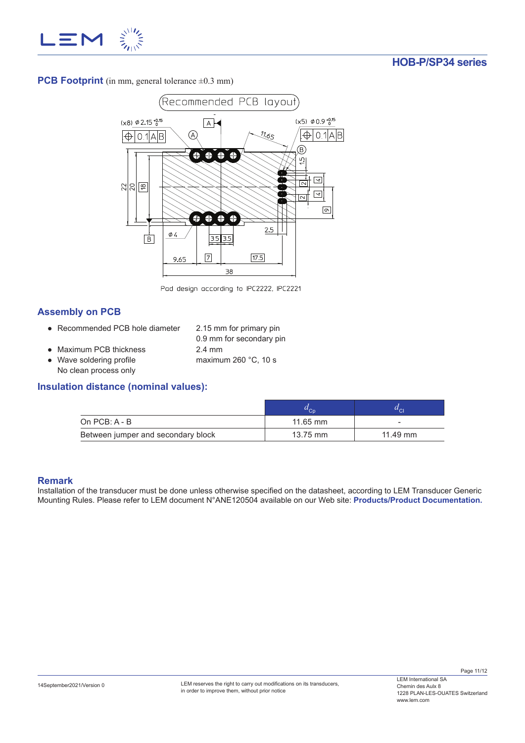## PCB Footprint (in mm, general tolerance ±0.3 mm)

Recommended PCB layout

Pad design according to IPC2222, IPC2221

## Assembly on PCB

- Recommended PCB hole diameter — 2.15 mm for primary pin; 0.9 mm for secondary pin
- Maximum PCB thickness — 2.4 mm
- Wave soldering profile — maximum 260 °C, 10 s

  No clean process only

## Insulation distance (nominal values):

| | $d_{Cp}$ | $d_{Cl}$ |
|---|---|---|
| On PCB: A - B | 11.65 mm | - |
| Between jumper and secondary block | 13.75 mm | 11.49 mm |

## Remark

Installation of the transducer must be done unless otherwise specified on the datasheet, according to LEM Transducer Generic Mounting Rules. Please refer to LEM document N°ANE120504 available on our Web site: **Products/Product Documentation.**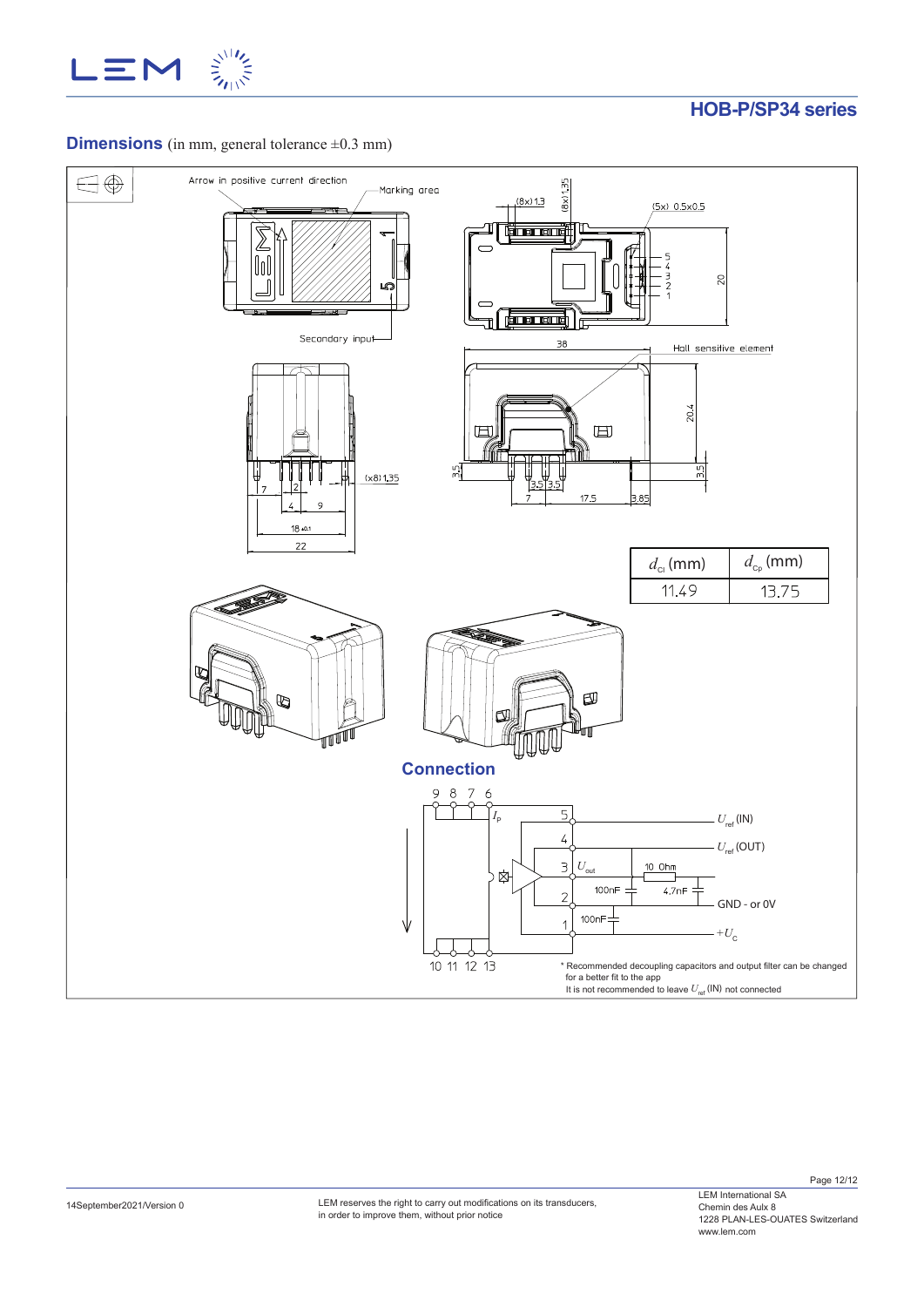## Dimensions (in mm, general tolerance ±0.3 mm)

Arrow in positive current direction

Marking area

Secondary input

(8x) 1.3

(8x) 1.35

(5x) 0.5x0.5

5
4
3
2
1

20

38

Hall sensitive element

20.4

3.5

3.5

3.5 3.5

7

17.5

3.85

(x8) 1.35

7

2

4

9

18 ±0.1

22

| $d_{Cl}$ (mm) | $d_{Cp}$ (mm) |
|---|---|
| 11.49 | 13.75 |

## Connection

9 8 7 6

$I_P$

5 $U_{ref}$ (IN)

4 $U_{ref}$ (OUT)

3 $U_{out}$

10 Ohm

100nF

4.7nF

2 GND - or 0V

100nF

1 $+U_C$

10 11 12 13

\* Recommended decoupling capacitors and output filter can be changed for a better fit to the app

It is not recommended to leave $U_{ref}$ (IN) not connected

14September2021/Version 0

LEM reserves the right to carry out modifications on its transducers, in order to improve them, without prior notice

LEM International SA
Chemin des Aulx 8
1228 PLAN-LES-OUATES Switzerland
www.lem.com